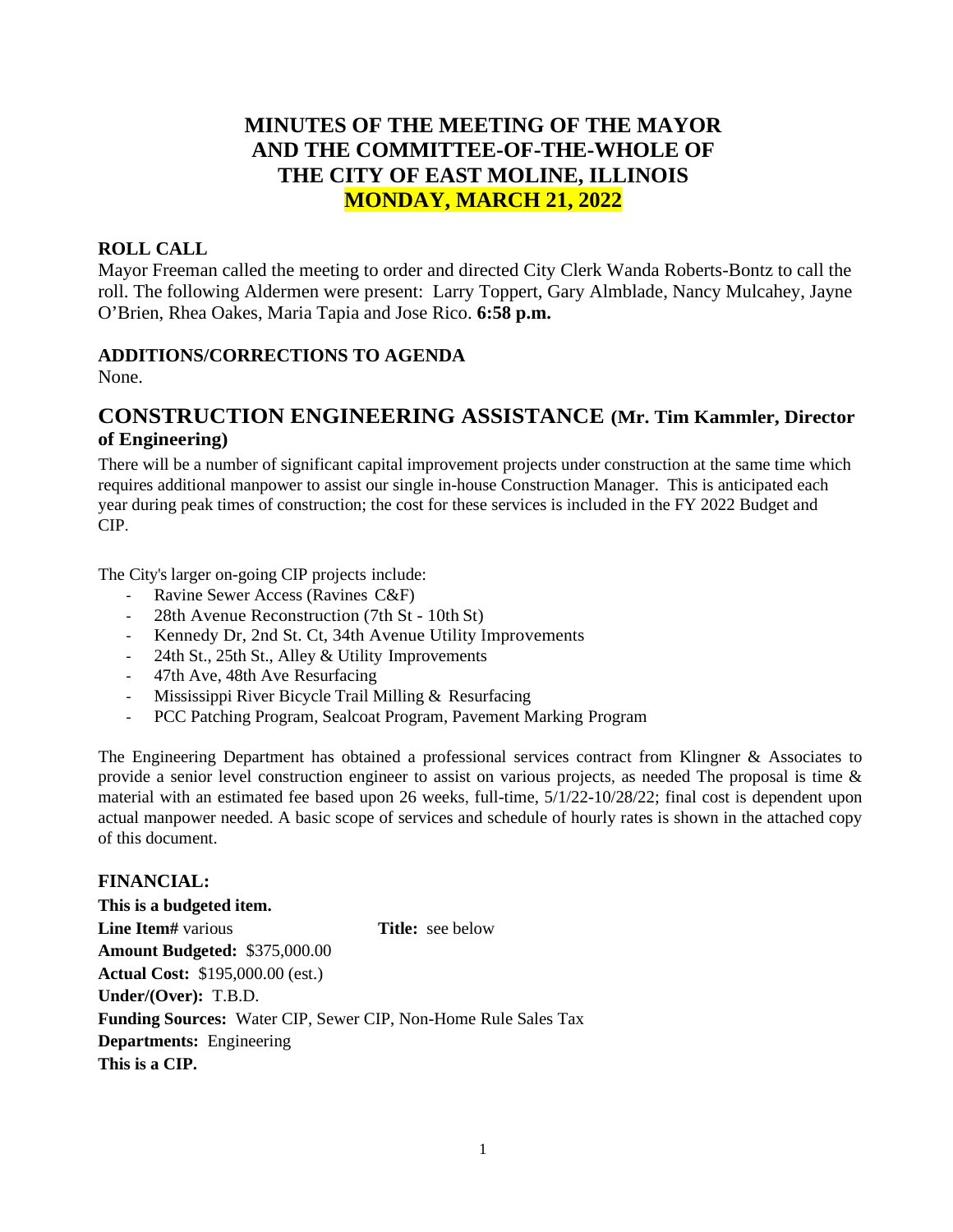# MINUTES OF THE MEETING OF THE MAYOR AND THE COMMITTEE-OF-THE-WHOLE OF THE CITY OF EAST MOLINE, ILLINOIS MONDAY, MARCH 21, 2022

## ROLL CALL

Mayor Freeman called the meeting to order and directed City Clerk Wanda Roberts-Bontz to call the roll. The following Aldermen were present: Larry Toppert, Gary Almblade, Nancy Mulcahey, Jayne O'Brien, Rhea Oakes, Maria Tapia and Jose Rico. **6:58 p.m.**

## ADDITIONS/CORRECTIONS TO AGENDA

None.

## CONSTRUCTION ENGINEERING ASSISTANCE (Mr. Tim Kammler, Director of Engineering)

There will be a number of significant capital improvement projects under construction at the same time which requires additional manpower to assist our single in-house Construction Manager. This is anticipated each year during peak times of construction; the cost for these services is included in the FY 2022 Budget and CIP.

The City's larger on-going CIP projects include:

- Ravine Sewer Access (Ravines C&F)
- 28th Avenue Reconstruction (7th St - 10th St)
- Kennedy Dr, 2nd St. Ct, 34th Avenue Utility Improvements
- 24th St., 25th St., Alley & Utility Improvements
- 47th Ave, 48th Ave Resurfacing
- Mississippi River Bicycle Trail Milling & Resurfacing
- PCC Patching Program, Sealcoat Program, Pavement Marking Program

The Engineering Department has obtained a professional services contract from Klingner & Associates to provide a senior level construction engineer to assist on various projects, as needed The proposal is time & material with an estimated fee based upon 26 weeks, full-time, 5/1/22-10/28/22; final cost is dependent upon actual manpower needed. A basic scope of services and schedule of hourly rates is shown in the attached copy of this document.

## FINANCIAL:

**This is a budgeted item.**
**Line Item#** various **Title:** see below
**Amount Budgeted:** $375,000.00
**Actual Cost:** $195,000.00 (est.)
**Under/(Over):** T.B.D.
**Funding Sources:** Water CIP, Sewer CIP, Non-Home Rule Sales Tax
**Departments:** Engineering
**This is a CIP.**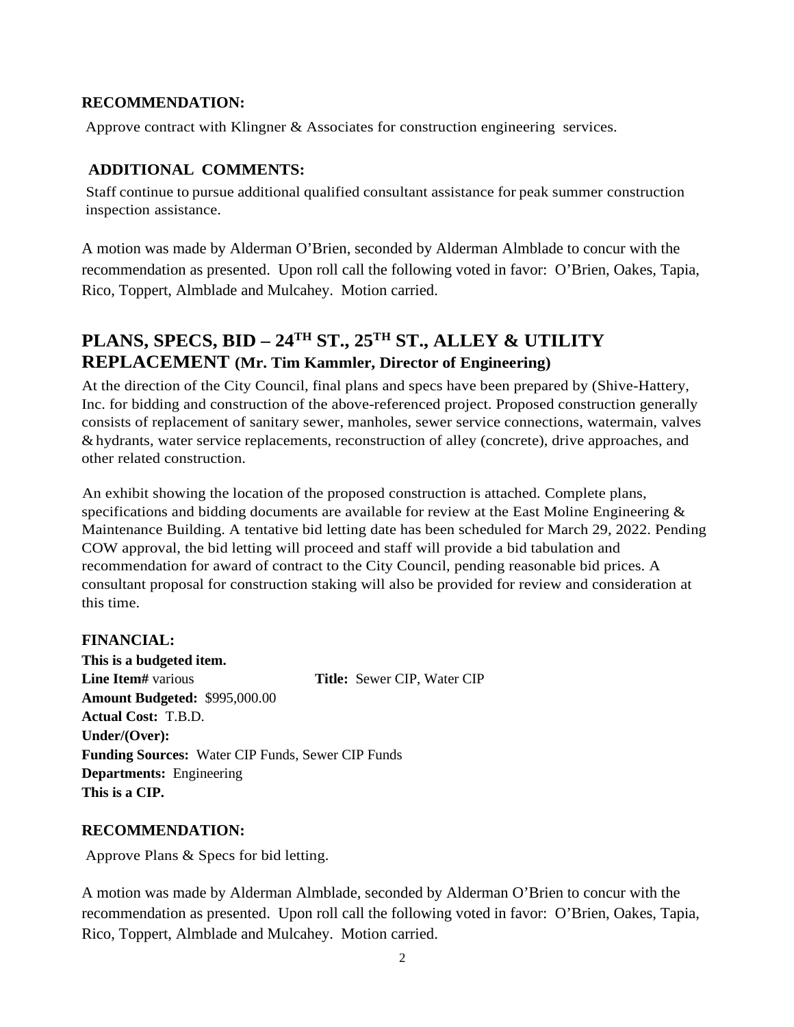**RECOMMENDATION:**

Approve contract with Klingner & Associates for construction engineering services.

**ADDITIONAL COMMENTS:**

Staff continue to pursue additional qualified consultant assistance for peak summer construction inspection assistance.

A motion was made by Alderman O'Brien, seconded by Alderman Almblade to concur with the recommendation as presented. Upon roll call the following voted in favor: O'Brien, Oakes, Tapia, Rico, Toppert, Almblade and Mulcahey. Motion carried.

## PLANS, SPECS, BID – 24TH ST., 25TH ST., ALLEY & UTILITY REPLACEMENT (Mr. Tim Kammler, Director of Engineering)

At the direction of the City Council, final plans and specs have been prepared by (Shive-Hattery, Inc. for bidding and construction of the above-referenced project. Proposed construction generally consists of replacement of sanitary sewer, manholes, sewer service connections, watermain, valves & hydrants, water service replacements, reconstruction of alley (concrete), drive approaches, and other related construction.

An exhibit showing the location of the proposed construction is attached. Complete plans, specifications and bidding documents are available for review at the East Moline Engineering & Maintenance Building. A tentative bid letting date has been scheduled for March 29, 2022. Pending COW approval, the bid letting will proceed and staff will provide a bid tabulation and recommendation for award of contract to the City Council, pending reasonable bid prices. A consultant proposal for construction staking will also be provided for review and consideration at this time.

**FINANCIAL:**

**This is a budgeted item.**
**Line Item#** various **Title:** Sewer CIP, Water CIP
**Amount Budgeted:** $995,000.00
**Actual Cost:** T.B.D.
**Under/(Over):**
**Funding Sources:** Water CIP Funds, Sewer CIP Funds
**Departments:** Engineering
**This is a CIP.**

**RECOMMENDATION:**

Approve Plans & Specs for bid letting.

A motion was made by Alderman Almblade, seconded by Alderman O'Brien to concur with the recommendation as presented. Upon roll call the following voted in favor: O'Brien, Oakes, Tapia, Rico, Toppert, Almblade and Mulcahey. Motion carried.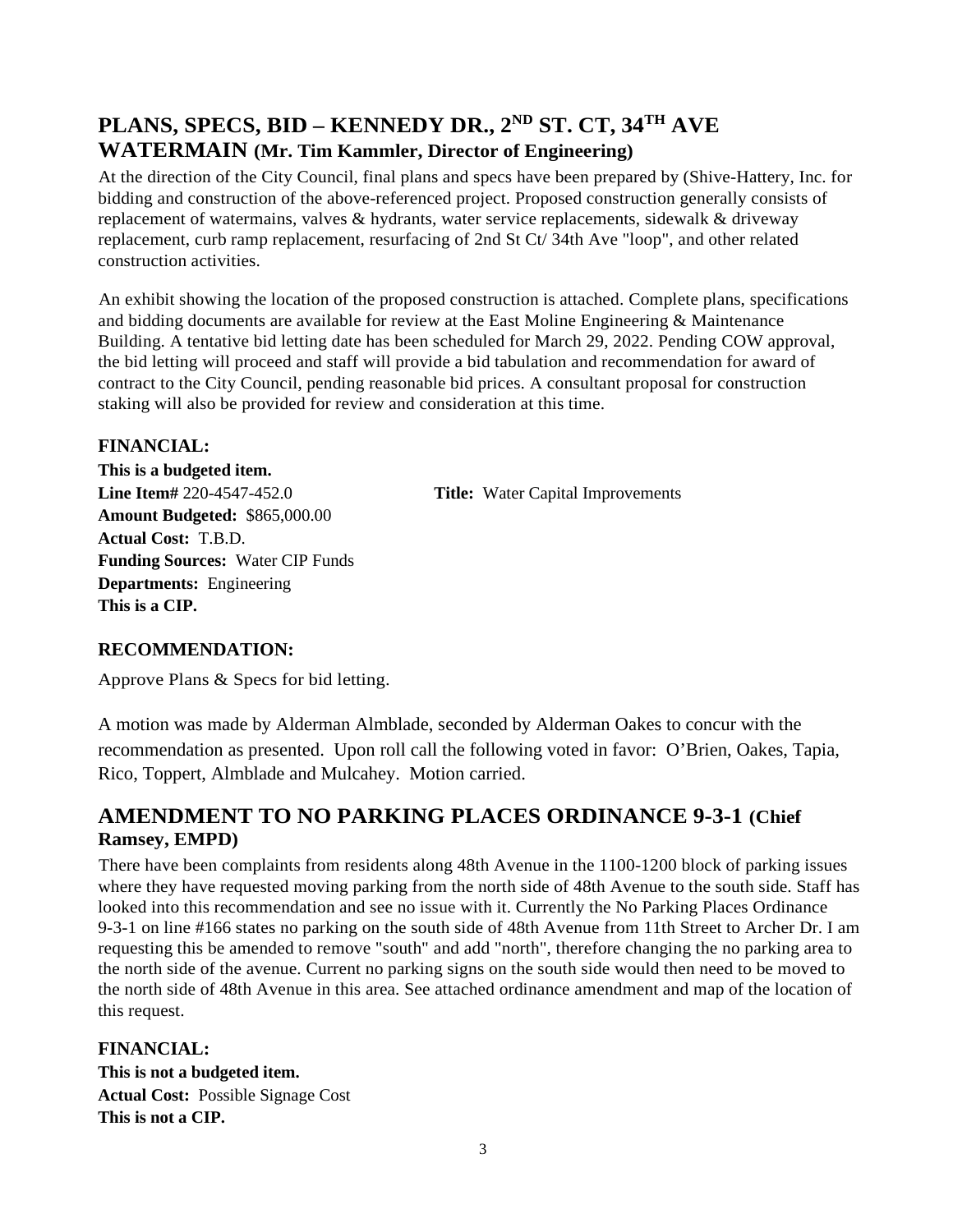## PLANS, SPECS, BID – KENNEDY DR., 2ND ST. CT, 34TH AVE WATERMAIN (Mr. Tim Kammler, Director of Engineering)

At the direction of the City Council, final plans and specs have been prepared by (Shive-Hattery, Inc. for bidding and construction of the above-referenced project. Proposed construction generally consists of replacement of watermains, valves & hydrants, water service replacements, sidewalk & driveway replacement, curb ramp replacement, resurfacing of 2nd St Ct/ 34th Ave "loop", and other related construction activities.

An exhibit showing the location of the proposed construction is attached. Complete plans, specifications and bidding documents are available for review at the East Moline Engineering & Maintenance Building. A tentative bid letting date has been scheduled for March 29, 2022. Pending COW approval, the bid letting will proceed and staff will provide a bid tabulation and recommendation for award of contract to the City Council, pending reasonable bid prices. A consultant proposal for construction staking will also be provided for review and consideration at this time.

**FINANCIAL:**

**This is a budgeted item.**
**Line Item#** 220-4547-452.0 **Title:** Water Capital Improvements
**Amount Budgeted:** $865,000.00
**Actual Cost:** T.B.D.
**Funding Sources:** Water CIP Funds
**Departments:** Engineering
**This is a CIP.**

**RECOMMENDATION:**

Approve Plans & Specs for bid letting.

A motion was made by Alderman Almblade, seconded by Alderman Oakes to concur with the recommendation as presented. Upon roll call the following voted in favor: O'Brien, Oakes, Tapia, Rico, Toppert, Almblade and Mulcahey. Motion carried.

## AMENDMENT TO NO PARKING PLACES ORDINANCE 9-3-1 (Chief Ramsey, EMPD)

There have been complaints from residents along 48th Avenue in the 1100-1200 block of parking issues where they have requested moving parking from the north side of 48th Avenue to the south side. Staff has looked into this recommendation and see no issue with it. Currently the No Parking Places Ordinance 9-3-1 on line #166 states no parking on the south side of 48th Avenue from 11th Street to Archer Dr. I am requesting this be amended to remove "south" and add "north", therefore changing the no parking area to the north side of the avenue. Current no parking signs on the south side would then need to be moved to the north side of 48th Avenue in this area. See attached ordinance amendment and map of the location of this request.

**FINANCIAL:**

**This is not a budgeted item.**
**Actual Cost:** Possible Signage Cost
**This is not a CIP.**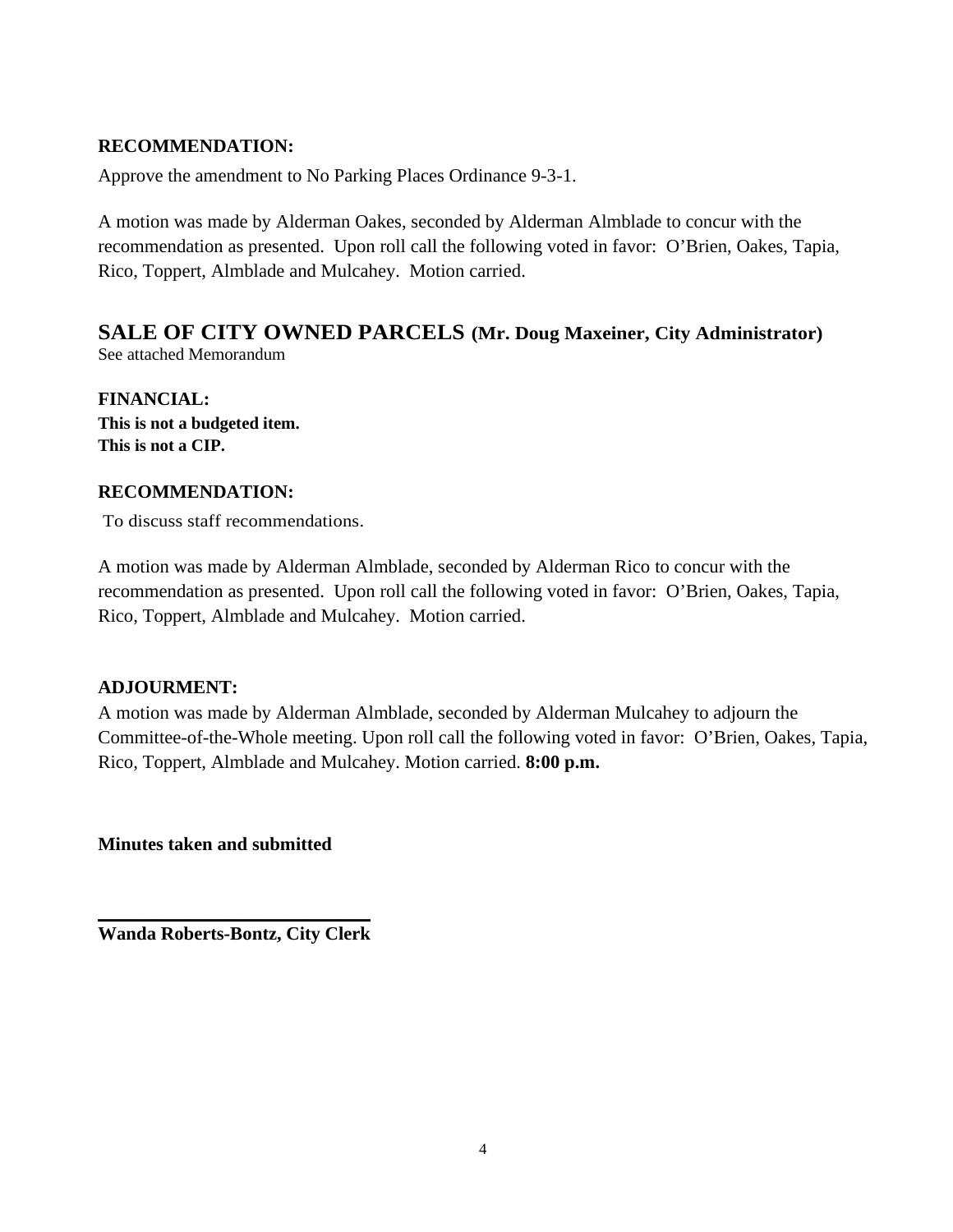**RECOMMENDATION:**

Approve the amendment to No Parking Places Ordinance 9-3-1.

A motion was made by Alderman Oakes, seconded by Alderman Almblade to concur with the recommendation as presented. Upon roll call the following voted in favor: O'Brien, Oakes, Tapia, Rico, Toppert, Almblade and Mulcahey. Motion carried.

## SALE OF CITY OWNED PARCELS (Mr. Doug Maxeiner, City Administrator)

See attached Memorandum

**FINANCIAL:**

**This is not a budgeted item.**
**This is not a CIP.**

**RECOMMENDATION:**

To discuss staff recommendations.

A motion was made by Alderman Almblade, seconded by Alderman Rico to concur with the recommendation as presented. Upon roll call the following voted in favor: O'Brien, Oakes, Tapia, Rico, Toppert, Almblade and Mulcahey. Motion carried.

**ADJOURMENT:**

A motion was made by Alderman Almblade, seconded by Alderman Mulcahey to adjourn the Committee-of-the-Whole meeting. Upon roll call the following voted in favor: O'Brien, Oakes, Tapia, Rico, Toppert, Almblade and Mulcahey. Motion carried. **8:00 p.m.**

**Minutes taken and submitted**

**Wanda Roberts-Bontz, City Clerk**